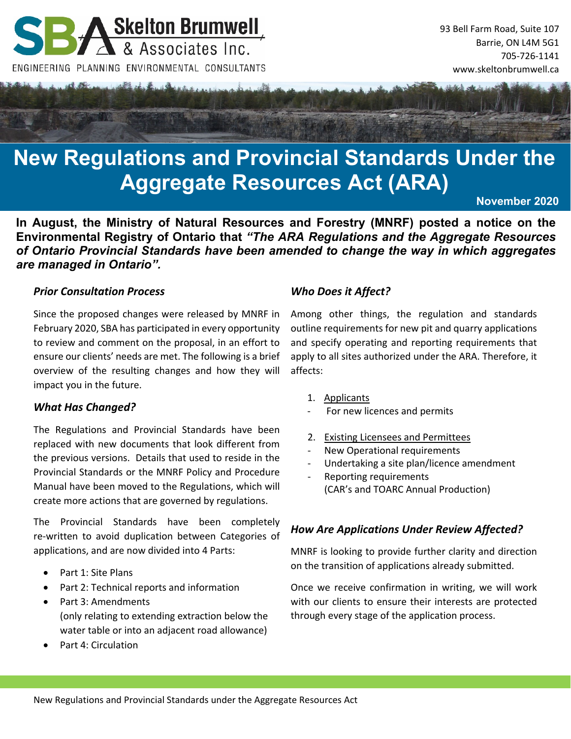Skelton Brumwell & Associates Inc.

ENGINEERING PLANNING ENVIRONMENTAL CONSULTANTS

93 Bell Farm Road, Suite 107
Barrie, ON L4M 5G1
705-726-1141
www.skeltonbrumwell.ca

# New Regulations and Provincial Standards Under the Aggregate Resources Act (ARA)

**November 2020**

**In August, the Ministry of Natural Resources and Forestry (MNRF) posted a notice on the Environmental Registry of Ontario that *"The ARA Regulations and the Aggregate Resources of Ontario Provincial Standards have been amended to change the way in which aggregates are managed in Ontario".***

### *Prior Consultation Process*

Since the proposed changes were released by MNRF in February 2020, SBA has participated in every opportunity to review and comment on the proposal, in an effort to ensure our clients' needs are met. The following is a brief overview of the resulting changes and how they will impact you in the future.

### *What Has Changed?*

The Regulations and Provincial Standards have been replaced with new documents that look different from the previous versions. Details that used to reside in the Provincial Standards or the MNRF Policy and Procedure Manual have been moved to the Regulations, which will create more actions that are governed by regulations.

The Provincial Standards have been completely re-written to avoid duplication between Categories of applications, and are now divided into 4 Parts:

- Part 1: Site Plans
- Part 2: Technical reports and information
- Part 3: Amendments (only relating to extending extraction below the water table or into an adjacent road allowance)
- Part 4: Circulation

### *Who Does it Affect?*

Among other things, the regulation and standards outline requirements for new pit and quarry applications and specify operating and reporting requirements that apply to all sites authorized under the ARA. Therefore, it affects:

1. Applicants
   - For new licences and permits
2. Existing Licensees and Permittees
   - New Operational requirements
   - Undertaking a site plan/licence amendment
   - Reporting requirements (CAR's and TOARC Annual Production)

### *How Are Applications Under Review Affected?*

MNRF is looking to provide further clarity and direction on the transition of applications already submitted.

Once we receive confirmation in writing, we will work with our clients to ensure their interests are protected through every stage of the application process.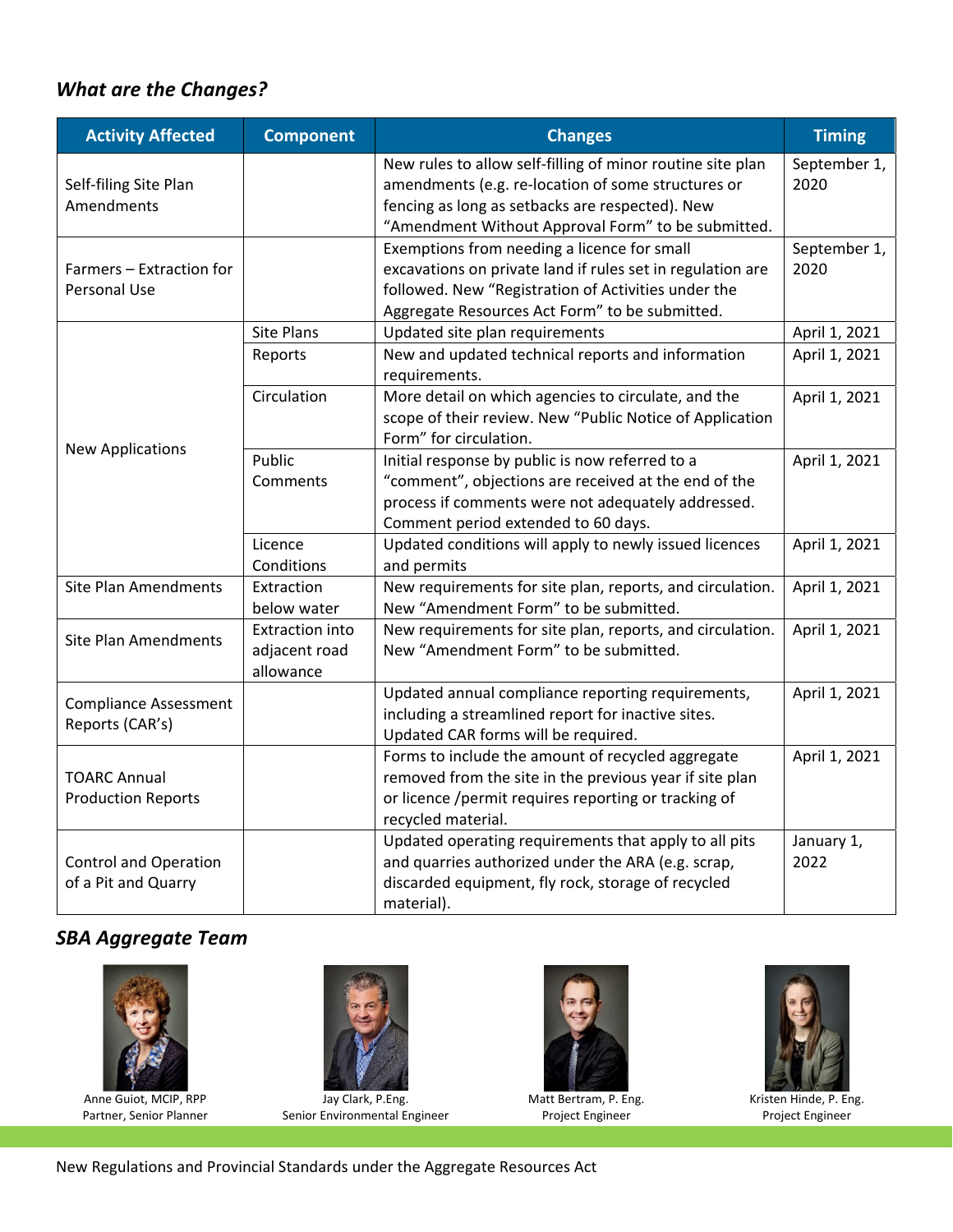### *What are the Changes?*

| Activity Affected | Component | Changes | Timing |
|---|---|---|---|
| Self-filing Site Plan Amendments | | New rules to allow self-filling of minor routine site plan amendments (e.g. re-location of some structures or fencing as long as setbacks are respected). New "Amendment Without Approval Form" to be submitted. | September 1, 2020 |
| Farmers – Extraction for Personal Use | | Exemptions from needing a licence for small excavations on private land if rules set in regulation are followed. New "Registration of Activities under the Aggregate Resources Act Form" to be submitted. | September 1, 2020 |
| New Applications | Site Plans | Updated site plan requirements | April 1, 2021 |
| | Reports | New and updated technical reports and information requirements. | April 1, 2021 |
| | Circulation | More detail on which agencies to circulate, and the scope of their review. New "Public Notice of Application Form" for circulation. | April 1, 2021 |
| | Public Comments | Initial response by public is now referred to a "comment", objections are received at the end of the process if comments were not adequately addressed. Comment period extended to 60 days. | April 1, 2021 |
| | Licence Conditions | Updated conditions will apply to newly issued licences and permits | April 1, 2021 |
| Site Plan Amendments | Extraction below water | New requirements for site plan, reports, and circulation. New "Amendment Form" to be submitted. | April 1, 2021 |
| Site Plan Amendments | Extraction into adjacent road allowance | New requirements for site plan, reports, and circulation. New "Amendment Form" to be submitted. | April 1, 2021 |
| Compliance Assessment Reports (CAR's) | | Updated annual compliance reporting requirements, including a streamlined report for inactive sites. Updated CAR forms will be required. | April 1, 2021 |
| TOARC Annual Production Reports | | Forms to include the amount of recycled aggregate removed from the site in the previous year if site plan or licence /permit requires reporting or tracking of recycled material. | April 1, 2021 |
| Control and Operation of a Pit and Quarry | | Updated operating requirements that apply to all pits and quarries authorized under the ARA (e.g. scrap, discarded equipment, fly rock, storage of recycled material). | January 1, 2022 |

### *SBA Aggregate Team*

Anne Guiot, MCIP, RPP
Partner, Senior Planner

Jay Clark, P.Eng.
Senior Environmental Engineer

Matt Bertram, P. Eng.
Project Engineer

Kristen Hinde, P. Eng.
Project Engineer